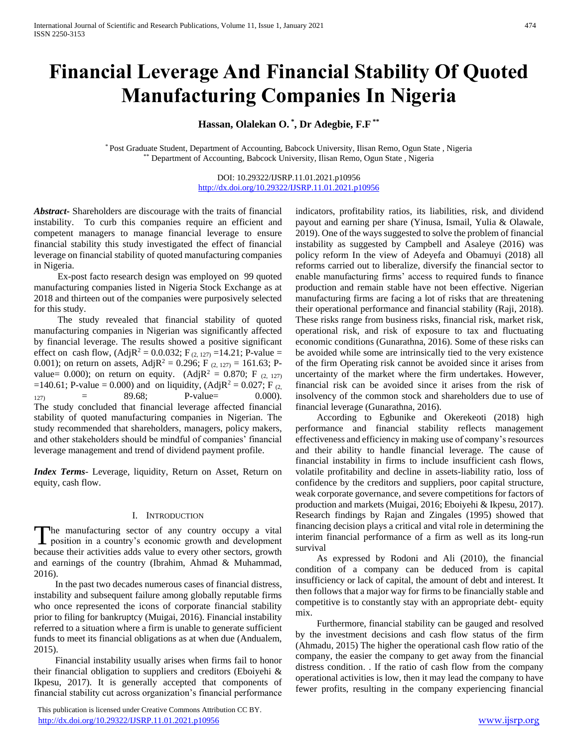# Financial Leverage And Financial Stability Of Quoted Manufacturing Companies In Nigeria

**Hassan, Olalekan O. [*], Dr Adegbie, F.F [**]**

[*] Post Graduate Student, Department of Accounting, Babcock University, Ilisan Remo, Ogun State , Nigeria
[**] Department of Accounting, Babcock University, Ilisan Remo, Ogun State , Nigeria

DOI: 10.29322/IJSRP.11.01.2021.p10956
http://dx.doi.org/10.29322/IJSRP.11.01.2021.p10956

***Abstract-*** Shareholders are discourage with the traits of financial instability. To curb this companies require an efficient and competent managers to manage financial leverage to ensure financial stability this study investigated the effect of financial leverage on financial stability of quoted manufacturing companies in Nigeria.

Ex-post facto research design was employed on 99 quoted manufacturing companies listed in Nigeria Stock Exchange as at 2018 and thirteen out of the companies were purposively selected for this study.

The study revealed that financial stability of quoted manufacturing companies in Nigerian was significantly affected by financial leverage. The results showed a positive significant effect on cash flow, ($AdjR^2$ = 0.0.032; $F_{(2, 127)}$ =14.21; P-value = 0.001); on return on assets, $AdjR^2$ = 0.296; $F_{(2, 127)}$ = 161.63; P-value= 0.000); on return on equity. ($AdjR^2$ = 0.870; $F_{(2, 127)}$ =140.61; P-value = 0.000) and on liquidity, ($AdjR^2$ = 0.027; $F_{(2, 127)}$ = 89.68; P-value= 0.000). The study concluded that financial leverage affected financial stability of quoted manufacturing companies in Nigerian. The study recommended that shareholders, managers, policy makers, and other stakeholders should be mindful of companies' financial leverage management and trend of dividend payment profile.

***Index Terms-*** Leverage, liquidity, Return on Asset, Return on equity, cash flow.

## I. Introduction

The manufacturing sector of any country occupy a vital position in a country's economic growth and development because their activities adds value to every other sectors, growth and earnings of the country (Ibrahim, Ahmad & Muhammad, 2016).

In the past two decades numerous cases of financial distress, instability and subsequent failure among globally reputable firms who once represented the icons of corporate financial stability prior to filing for bankruptcy (Muigai, 2016). Financial instability referred to a situation where a firm is unable to generate sufficient funds to meet its financial obligations as at when due (Andualem, 2015).

Financial instability usually arises when firms fail to honor their financial obligation to suppliers and creditors (Eboiyehi & Ikpesu, 2017). It is generally accepted that components of financial stability cut across organization's financial performance indicators, profitability ratios, its liabilities, risk, and dividend payout and earning per share (Yinusa, Ismail, Yulia & Olawale, 2019). One of the ways suggested to solve the problem of financial instability as suggested by Campbell and Asaleye (2016) was policy reform In the view of Adeyefa and Obamuyi (2018) all reforms carried out to liberalize, diversify the financial sector to enable manufacturing firms' access to required funds to finance production and remain stable have not been effective. Nigerian manufacturing firms are facing a lot of risks that are threatening their operational performance and financial stability (Raji, 2018). These risks range from business risks, financial risk, market risk, operational risk, and risk of exposure to tax and fluctuating economic conditions (Gunarathna, 2016). Some of these risks can be avoided while some are intrinsically tied to the very existence of the firm Operating risk cannot be avoided since it arises from uncertainty of the market where the firm undertakes. However, financial risk can be avoided since it arises from the risk of insolvency of the common stock and shareholders due to use of financial leverage (Gunarathna, 2016).

According to Egbunike and Okerekeoti (2018) high performance and financial stability reflects management effectiveness and efficiency in making use of company's resources and their ability to handle financial leverage. The cause of financial instability in firms to include insufficient cash flows, volatile profitability and decline in assets-liability ratio, loss of confidence by the creditors and suppliers, poor capital structure, weak corporate governance, and severe competitions for factors of production and markets (Muigai, 2016; Eboiyehi & Ikpesu, 2017). Research findings by Rajan and Zingales (1995) showed that financing decision plays a critical and vital role in determining the interim financial performance of a firm as well as its long-run survival

As expressed by Rodoni and Ali (2010), the financial condition of a company can be deduced from is capital insufficiency or lack of capital, the amount of debt and interest. It then follows that a major way for firms to be financially stable and competitive is to constantly stay with an appropriate debt- equity mix.

Furthermore, financial stability can be gauged and resolved by the investment decisions and cash flow status of the firm (Ahmadu, 2015) The higher the operational cash flow ratio of the company, the easier the company to get away from the financial distress condition. . If the ratio of cash flow from the company operational activities is low, then it may lead the company to have fewer profits, resulting in the company experiencing financial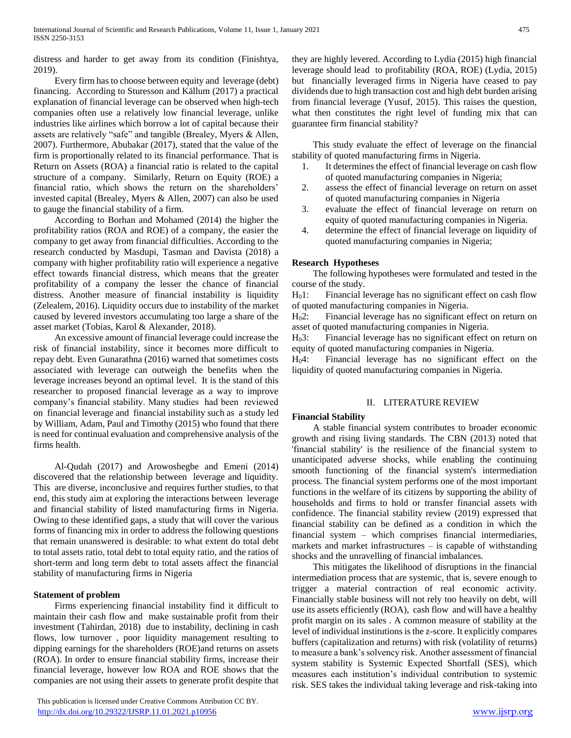distress and harder to get away from its condition (Finishtya, 2019).

Every firm has to choose between equity and leverage (debt) financing. According to Sturesson and Källum (2017) a practical explanation of financial leverage can be observed when high-tech companies often use a relatively low financial leverage, unlike industries like airlines which borrow a lot of capital because their assets are relatively "safe" and tangible (Brealey, Myers & Allen, 2007). Furthermore, Abubakar (2017), stated that the value of the firm is proportionally related to its financial performance. That is Return on Assets (ROA) a financial ratio is related to the capital structure of a company. Similarly, Return on Equity (ROE) a financial ratio, which shows the return on the shareholders' invested capital (Brealey, Myers & Allen, 2007) can also be used to gauge the financial stability of a firm.

According to Borhan and Mohamed (2014) the higher the profitability ratios (ROA and ROE) of a company, the easier the company to get away from financial difficulties. According to the research conducted by Masdupi, Tasman and Davista (2018) a company with higher profitability ratio will experience a negative effect towards financial distress, which means that the greater profitability of a company the lesser the chance of financial distress. Another measure of financial instability is liquidity (Zelealem, 2016). Liquidity occurs due to instability of the market caused by levered investors accumulating too large a share of the asset market (Tobias, Karol & Alexander, 2018).

An excessive amount of financial leverage could increase the risk of financial instability, since it becomes more difficult to repay debt. Even Gunarathna (2016) warned that sometimes costs associated with leverage can outweigh the benefits when the leverage increases beyond an optimal level. It is the stand of this researcher to proposed financial leverage as a way to improve company's financial stability. Many studies had been reviewed on financial leverage and financial instability such as a study led by William, Adam, Paul and Timothy (2015) who found that there is need for continual evaluation and comprehensive analysis of the firms health.

Al-Qudah (2017) and Arowoshegbe and Emeni (2014) discovered that the relationship between leverage and liquidity. This are diverse, inconclusive and requires further studies, to that end, this study aim at exploring the interactions between leverage and financial stability of listed manufacturing firms in Nigeria. Owing to these identified gaps, a study that will cover the various forms of financing mix in order to address the following questions that remain unanswered is desirable: to what extent do total debt to total assets ratio, total debt to total equity ratio, and the ratios of short-term and long term debt to total assets affect the financial stability of manufacturing firms in Nigeria

**Statement of problem**

Firms experiencing financial instability find it difficult to maintain their cash flow and make sustainable profit from their investment (Tahirdan, 2018) due to instability, declining in cash flows, low turnover , poor liquidity management resulting to dipping earnings for the shareholders (ROE)and returns on assets (ROA). In order to ensure financial stability firms, increase their financial leverage, however low ROA and ROE shows that the companies are not using their assets to generate profit despite that they are highly levered. According to Lydia (2015) high financial leverage should lead to profitability (ROA, ROE) (Lydia, 2015) but financially leveraged firms in Nigeria have ceased to pay dividends due to high transaction cost and high debt burden arising from financial leverage (Yusuf, 2015). This raises the question, what then constitutes the right level of funding mix that can guarantee firm financial stability?

This study evaluate the effect of leverage on the financial stability of quoted manufacturing firms in Nigeria.

1. It determines the effect of financial leverage on cash flow of quoted manufacturing companies in Nigeria;
2. assess the effect of financial leverage on return on asset of quoted manufacturing companies in Nigeria
3. evaluate the effect of financial leverage on return on equity of quoted manufacturing companies in Nigeria.
4. determine the effect of financial leverage on liquidity of quoted manufacturing companies in Nigeria;

**Research Hypotheses**

The following hypotheses were formulated and tested in the course of the study.

$H_01$: Financial leverage has no significant effect on cash flow of quoted manufacturing companies in Nigeria.

$H_02$: Financial leverage has no significant effect on return on asset of quoted manufacturing companies in Nigeria.

$H_03$: Financial leverage has no significant effect on return on equity of quoted manufacturing companies in Nigeria.

$H_04$: Financial leverage has no significant effect on the liquidity of quoted manufacturing companies in Nigeria.

## II. LITERATURE REVIEW

**Financial Stability**

A stable financial system contributes to broader economic growth and rising living standards. The CBN (2013) noted that 'financial stability' is the resilience of the financial system to unanticipated adverse shocks, while enabling the continuing smooth functioning of the financial system's intermediation process. The financial system performs one of the most important functions in the welfare of its citizens by supporting the ability of households and firms to hold or transfer financial assets with confidence. The financial stability review (2019) expressed that financial stability can be defined as a condition in which the financial system – which comprises financial intermediaries, markets and market infrastructures – is capable of withstanding shocks and the unravelling of financial imbalances.

This mitigates the likelihood of disruptions in the financial intermediation process that are systemic, that is, severe enough to trigger a material contraction of real economic activity. Financially stable business will not rely too heavily on debt, will use its assets efficiently (ROA), cash flow and will have a healthy profit margin on its sales . A common measure of stability at the level of individual institutions is the z-score. It explicitly compares buffers (capitalization and returns) with risk (volatility of returns) to measure a bank's solvency risk. Another assessment of financial system stability is Systemic Expected Shortfall (SES), which measures each institution's individual contribution to systemic risk. SES takes the individual taking leverage and risk-taking into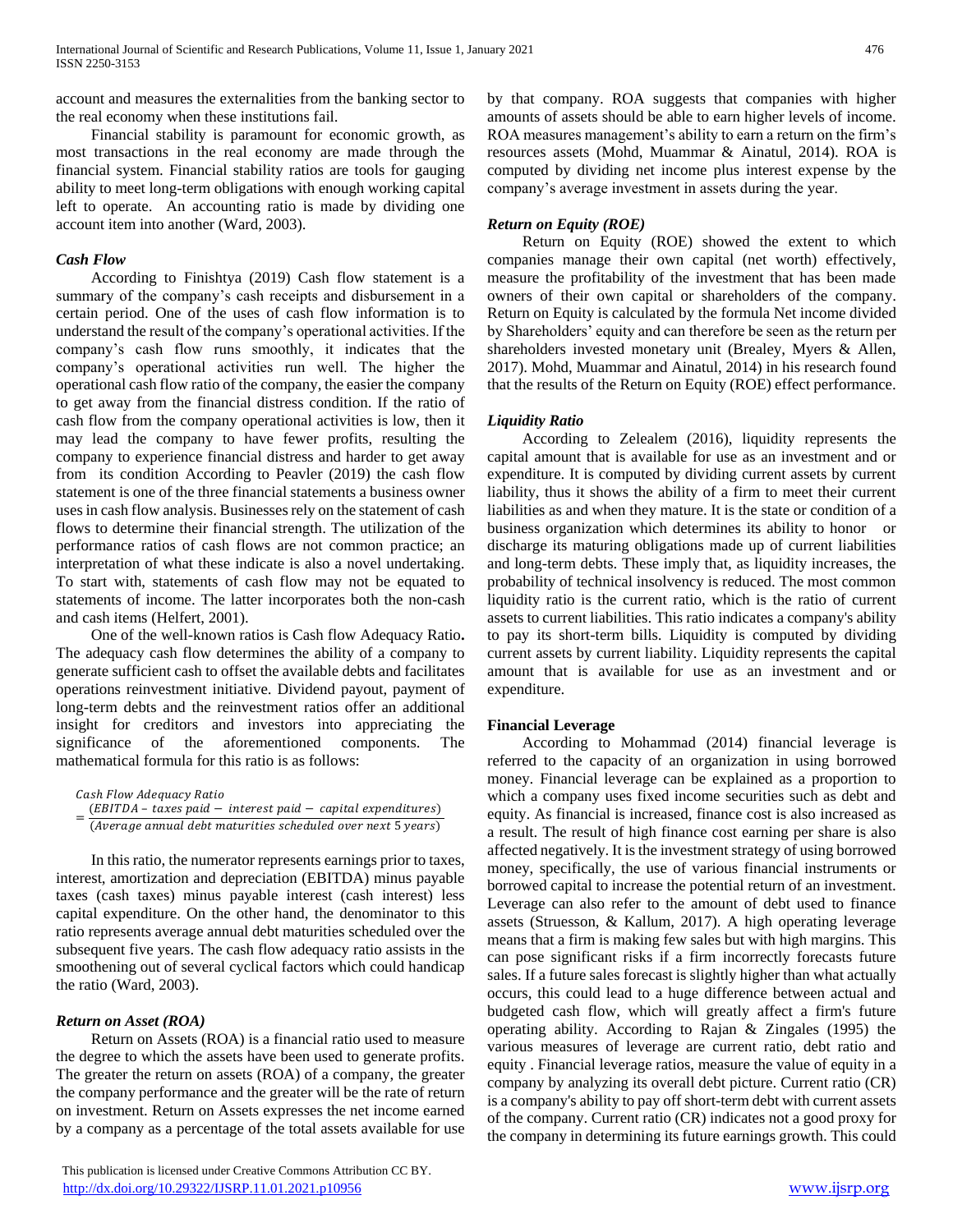account and measures the externalities from the banking sector to the real economy when these institutions fail.

Financial stability is paramount for economic growth, as most transactions in the real economy are made through the financial system. Financial stability ratios are tools for gauging ability to meet long-term obligations with enough working capital left to operate. An accounting ratio is made by dividing one account item into another (Ward, 2003).

### *Cash Flow*

According to Finishtya (2019) Cash flow statement is a summary of the company's cash receipts and disbursement in a certain period. One of the uses of cash flow information is to understand the result of the company's operational activities. If the company's cash flow runs smoothly, it indicates that the company's operational activities run well. The higher the operational cash flow ratio of the company, the easier the company to get away from the financial distress condition. If the ratio of cash flow from the company operational activities is low, then it may lead the company to have fewer profits, resulting the company to experience financial distress and harder to get away from its condition According to Peavler (2019) the cash flow statement is one of the three financial statements a business owner uses in cash flow analysis. Businesses rely on the statement of cash flows to determine their financial strength. The utilization of the performance ratios of cash flows are not common practice; an interpretation of what these indicate is also a novel undertaking. To start with, statements of cash flow may not be equated to statements of income. The latter incorporates both the non-cash and cash items (Helfert, 2001).

One of the well-known ratios is Cash flow Adequacy Ratio**.** The adequacy cash flow determines the ability of a company to generate sufficient cash to offset the available debts and facilitates operations reinvestment initiative. Dividend payout, payment of long-term debts and the reinvestment ratios offer an additional insight for creditors and investors into appreciating the significance of the aforementioned components. The mathematical formula for this ratio is as follows:

$$\textit{Cash Flow Adequacy Ratio} = \frac{(EBITDA - \textit{taxes paid} - \textit{interest paid} - \textit{capital expenditures})}{(\textit{Average annual debt maturities scheduled over next } 5 \textit{ years})}$$

In this ratio, the numerator represents earnings prior to taxes, interest, amortization and depreciation (EBITDA) minus payable taxes (cash taxes) minus payable interest (cash interest) less capital expenditure. On the other hand, the denominator to this ratio represents average annual debt maturities scheduled over the subsequent five years. The cash flow adequacy ratio assists in the smoothening out of several cyclical factors which could handicap the ratio (Ward, 2003).

### *Return on Asset (ROA)*

Return on Assets (ROA) is a financial ratio used to measure the degree to which the assets have been used to generate profits. The greater the return on assets (ROA) of a company, the greater the company performance and the greater will be the rate of return on investment. Return on Assets expresses the net income earned by a company as a percentage of the total assets available for use by that company. ROA suggests that companies with higher amounts of assets should be able to earn higher levels of income. ROA measures management's ability to earn a return on the firm's resources assets (Mohd, Muammar & Ainatul, 2014). ROA is computed by dividing net income plus interest expense by the company's average investment in assets during the year.

### *Return on Equity (ROE)*

Return on Equity (ROE) showed the extent to which companies manage their own capital (net worth) effectively, measure the profitability of the investment that has been made owners of their own capital or shareholders of the company. Return on Equity is calculated by the formula Net income divided by Shareholders' equity and can therefore be seen as the return per shareholders invested monetary unit (Brealey, Myers & Allen, 2017). Mohd, Muammar and Ainatul, 2014) in his research found that the results of the Return on Equity (ROE) effect performance.

### *Liquidity Ratio*

According to Zelealem (2016), liquidity represents the capital amount that is available for use as an investment and or expenditure. It is computed by dividing current assets by current liability, thus it shows the ability of a firm to meet their current liabilities as and when they mature. It is the state or condition of a business organization which determines its ability to honor or discharge its maturing obligations made up of current liabilities and long-term debts. These imply that, as liquidity increases, the probability of technical insolvency is reduced. The most common liquidity ratio is the current ratio, which is the ratio of current assets to current liabilities. This ratio indicates a company's ability to pay its short-term bills. Liquidity is computed by dividing current assets by current liability. Liquidity represents the capital amount that is available for use as an investment and or expenditure.

### **Financial Leverage**

According to Mohammad (2014) financial leverage is referred to the capacity of an organization in using borrowed money. Financial leverage can be explained as a proportion to which a company uses fixed income securities such as debt and equity. As financial is increased, finance cost is also increased as a result. The result of high finance cost earning per share is also affected negatively. It is the investment strategy of using borrowed money, specifically, the use of various financial instruments or borrowed capital to increase the potential return of an investment. Leverage can also refer to the amount of debt used to finance assets (Struesson, & Kallum, 2017). A high operating leverage means that a firm is making few sales but with high margins. This can pose significant risks if a firm incorrectly forecasts future sales. If a future sales forecast is slightly higher than what actually occurs, this could lead to a huge difference between actual and budgeted cash flow, which will greatly affect a firm's future operating ability. According to Rajan & Zingales (1995) the various measures of leverage are current ratio, debt ratio and equity . Financial leverage ratios, measure the value of equity in a company by analyzing its overall debt picture. Current ratio (CR) is a company's ability to pay off short-term debt with current assets of the company. Current ratio (CR) indicates not a good proxy for the company in determining its future earnings growth. This could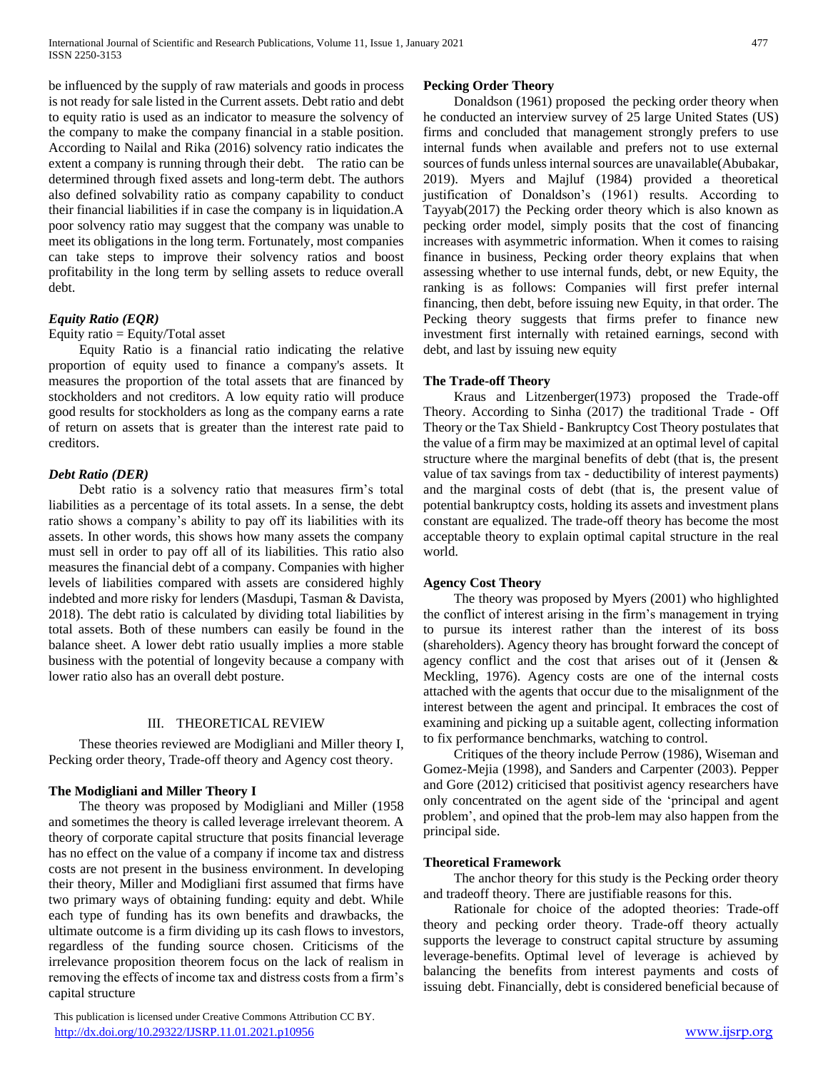be influenced by the supply of raw materials and goods in process is not ready for sale listed in the Current assets. Debt ratio and debt to equity ratio is used as an indicator to measure the solvency of the company to make the company financial in a stable position. According to Nailal and Rika (2016) solvency ratio indicates the extent a company is running through their debt. The ratio can be determined through fixed assets and long-term debt. The authors also defined solvability ratio as company capability to conduct their financial liabilities if in case the company is in liquidation.A poor solvency ratio may suggest that the company was unable to meet its obligations in the long term. Fortunately, most companies can take steps to improve their solvency ratios and boost profitability in the long term by selling assets to reduce overall debt.

### *Equity Ratio (EQR)*

Equity ratio = Equity/Total asset

Equity Ratio is a financial ratio indicating the relative proportion of equity used to finance a company's assets. It measures the proportion of the total assets that are financed by stockholders and not creditors. A low equity ratio will produce good results for stockholders as long as the company earns a rate of return on assets that is greater than the interest rate paid to creditors.

### *Debt Ratio (DER)*

Debt ratio is a solvency ratio that measures firm's total liabilities as a percentage of its total assets. In a sense, the debt ratio shows a company's ability to pay off its liabilities with its assets. In other words, this shows how many assets the company must sell in order to pay off all of its liabilities. This ratio also measures the financial debt of a company. Companies with higher levels of liabilities compared with assets are considered highly indebted and more risky for lenders (Masdupi, Tasman & Davista, 2018). The debt ratio is calculated by dividing total liabilities by total assets. Both of these numbers can easily be found in the balance sheet. A lower debt ratio usually implies a more stable business with the potential of longevity because a company with lower ratio also has an overall debt posture.

## III. THEORETICAL REVIEW

These theories reviewed are Modigliani and Miller theory I, Pecking order theory, Trade-off theory and Agency cost theory.

### The Modigliani and Miller Theory I

The theory was proposed by Modigliani and Miller (1958 and sometimes the theory is called leverage irrelevant theorem. A theory of corporate capital structure that posits financial leverage has no effect on the value of a company if income tax and distress costs are not present in the business environment. In developing their theory, Miller and Modigliani first assumed that firms have two primary ways of obtaining funding: equity and debt. While each type of funding has its own benefits and drawbacks, the ultimate outcome is a firm dividing up its cash flows to investors, regardless of the funding source chosen. Criticisms of the irrelevance proposition theorem focus on the lack of realism in removing the effects of income tax and distress costs from a firm's capital structure

### Pecking Order Theory

Donaldson (1961) proposed the pecking order theory when he conducted an interview survey of 25 large United States (US) firms and concluded that management strongly prefers to use internal funds when available and prefers not to use external sources of funds unless internal sources are unavailable(Abubakar, 2019). Myers and Majluf (1984) provided a theoretical justification of Donaldson's (1961) results. According to Tayyab(2017) the Pecking order theory which is also known as pecking order model, simply posits that the cost of financing increases with asymmetric information. When it comes to raising finance in business, Pecking order theory explains that when assessing whether to use internal funds, debt, or new Equity, the ranking is as follows: Companies will first prefer internal financing, then debt, before issuing new Equity, in that order. The Pecking theory suggests that firms prefer to finance new investment first internally with retained earnings, second with debt, and last by issuing new equity

### The Trade-off Theory

Kraus and Litzenberger(1973) proposed the Trade-off Theory. According to Sinha (2017) the traditional Trade - Off Theory or the Tax Shield - Bankruptcy Cost Theory postulates that the value of a firm may be maximized at an optimal level of capital structure where the marginal benefits of debt (that is, the present value of tax savings from tax - deductibility of interest payments) and the marginal costs of debt (that is, the present value of potential bankruptcy costs, holding its assets and investment plans constant are equalized. The trade-off theory has become the most acceptable theory to explain optimal capital structure in the real world.

### Agency Cost Theory

The theory was proposed by Myers (2001) who highlighted the conflict of interest arising in the firm's management in trying to pursue its interest rather than the interest of its boss (shareholders). Agency theory has brought forward the concept of agency conflict and the cost that arises out of it (Jensen & Meckling, 1976). Agency costs are one of the internal costs attached with the agents that occur due to the misalignment of the interest between the agent and principal. It embraces the cost of examining and picking up a suitable agent, collecting information to fix performance benchmarks, watching to control.

Critiques of the theory include Perrow (1986), Wiseman and Gomez-Mejia (1998), and Sanders and Carpenter (2003). Pepper and Gore (2012) criticised that positivist agency researchers have only concentrated on the agent side of the 'principal and agent problem', and opined that the prob-lem may also happen from the principal side.

### Theoretical Framework

The anchor theory for this study is the Pecking order theory and tradeoff theory. There are justifiable reasons for this.

Rationale for choice of the adopted theories: Trade-off theory and pecking order theory. Trade-off theory actually supports the leverage to construct capital structure by assuming leverage-benefits. Optimal level of leverage is achieved by balancing the benefits from interest payments and costs of issuing debt. Financially, debt is considered beneficial because of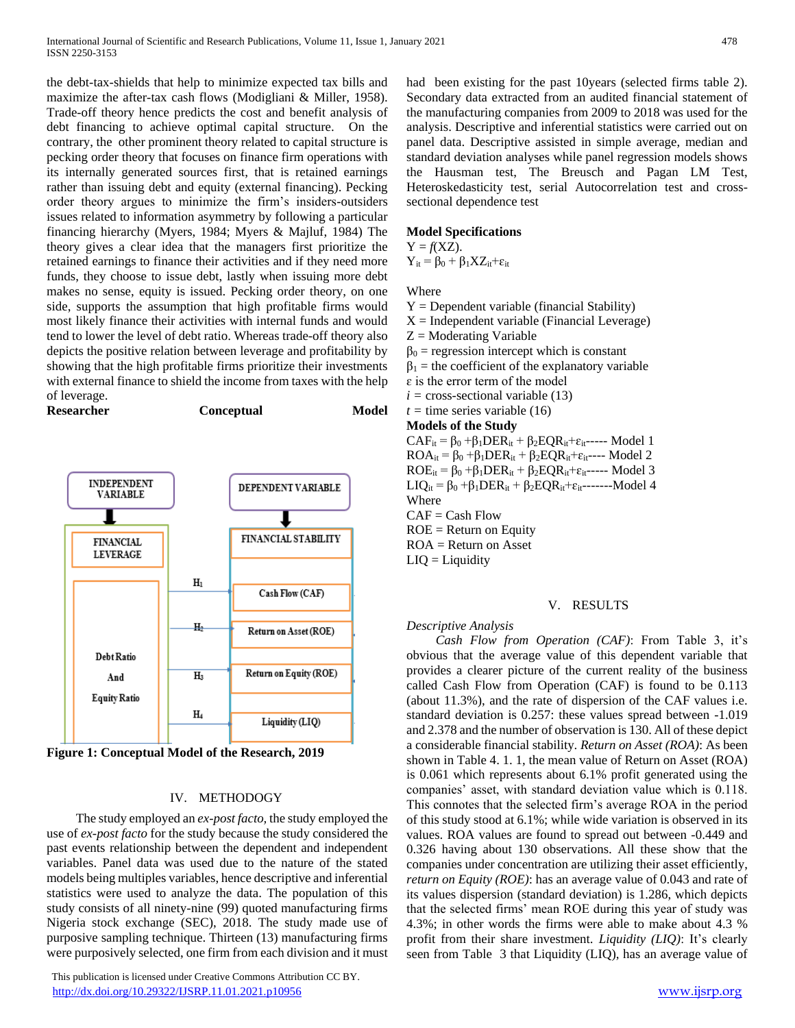the debt-tax-shields that help to minimize expected tax bills and maximize the after-tax cash flows (Modigliani & Miller, 1958). Trade-off theory hence predicts the cost and benefit analysis of debt financing to achieve optimal capital structure. On the contrary, the other prominent theory related to capital structure is pecking order theory that focuses on finance firm operations with its internally generated sources first, that is retained earnings rather than issuing debt and equity (external financing). Pecking order theory argues to minimize the firm's insiders-outsiders issues related to information asymmetry by following a particular financing hierarchy (Myers, 1984; Myers & Majluf, 1984) The theory gives a clear idea that the managers first prioritize the retained earnings to finance their activities and if they need more funds, they choose to issue debt, lastly when issuing more debt makes no sense, equity is issued. Pecking order theory, on one side, supports the assumption that high profitable firms would most likely finance their activities with internal funds and would tend to lower the level of debt ratio. Whereas trade-off theory also depicts the positive relation between leverage and profitability by showing that the high profitable firms prioritize their investments with external finance to shield the income from taxes with the help of leverage.

**Researcher Conceptual Model**

INDEPENDENT VARIABLE — FINANCIAL LEVERAGE: Debt Ratio And Equity Ratio

DEPENDENT VARIABLE — FINANCIAL STABILITY: Cash Flow (CAF) ($H_1$); Return on Asset (ROE) ($H_2$); Return on Equity (ROE) ($H_3$); Liquidity (LIQ) ($H_4$)

**Figure 1: Conceptual Model of the Research, 2019**

## IV. METHODOLOGY

The study employed an *ex-post facto,* the study employed the use of *ex-post facto* for the study because the study considered the past events relationship between the dependent and independent variables. Panel data was used due to the nature of the stated models being multiples variables, hence descriptive and inferential statistics were used to analyze the data. The population of this study consists of all ninety-nine (99) quoted manufacturing firms Nigeria stock exchange (SEC), 2018. The study made use of purposive sampling technique. Thirteen (13) manufacturing firms were purposively selected, one firm from each division and it must had been existing for the past 10years (selected firms table 2). Secondary data extracted from an audited financial statement of the manufacturing companies from 2009 to 2018 was used for the analysis. Descriptive and inferential statistics were carried out on panel data. Descriptive assisted in simple average, median and standard deviation analyses while panel regression models shows the Hausman test, The Breusch and Pagan LM Test, Heteroskedasticity test, serial Autocorrelation test and cross-sectional dependence test

**Model Specifications**

$Y = f(XZ)$.

$Y_{it} = \beta_0 + \beta_1 XZ_{it} + \varepsilon_{it}$

Where

Y = Dependent variable (financial Stability)
X = Independent variable (Financial Leverage)
Z = Moderating Variable
$\beta_0$ = regression intercept which is constant
$\beta_1$ = the coefficient of the explanatory variable
$\varepsilon$ is the error term of the model
$i$ = cross-sectional variable (13)
$t$ = time series variable (16)

**Models of the Study**

$CAF_{it} = \beta_0 + \beta_1 DER_{it} + \beta_2 EQR_{it} + \varepsilon_{it}$----- Model 1
$ROA_{it} = \beta_0 + \beta_1 DER_{it} + \beta_2 EQR_{it} + \varepsilon_{it}$---- Model 2
$ROE_{it} = \beta_0 + \beta_1 DER_{it} + \beta_2 EQR_{it} + \varepsilon_{it}$----- Model 3
$LIQ_{it} = \beta_0 + \beta_1 DER_{it} + \beta_2 EQR_{it} + \varepsilon_{it}$-------Model 4

Where
CAF = Cash Flow
ROE = Return on Equity
ROA = Return on Asset
LIQ = Liquidity

## V. RESULTS

*Descriptive Analysis*

*Cash Flow from Operation (CAF)*: From Table 3, it's obvious that the average value of this dependent variable that provides a clearer picture of the current reality of the business called Cash Flow from Operation (CAF) is found to be 0.113 (about 11.3%), and the rate of dispersion of the CAF values i.e. standard deviation is 0.257: these values spread between -1.019 and 2.378 and the number of observation is 130. All of these depict a considerable financial stability. *Return on Asset (ROA)*: As been shown in Table 4. 1. 1, the mean value of Return on Asset (ROA) is 0.061 which represents about 6.1% profit generated using the companies' asset, with standard deviation value which is 0.118. This connotes that the selected firm's average ROA in the period of this study stood at 6.1%; while wide variation is observed in its values. ROA values are found to spread out between -0.449 and 0.326 having about 130 observations. All these show that the companies under concentration are utilizing their asset efficiently, *return on Equity (ROE)*: has an average value of 0.043 and rate of its values dispersion (standard deviation) is 1.286, which depicts that the selected firms' mean ROE during this year of study was 4.3%; in other words the firms were able to make about 4.3 % profit from their share investment. *Liquidity (LIQ)*: It's clearly seen from Table 3 that Liquidity (LIQ), has an average value of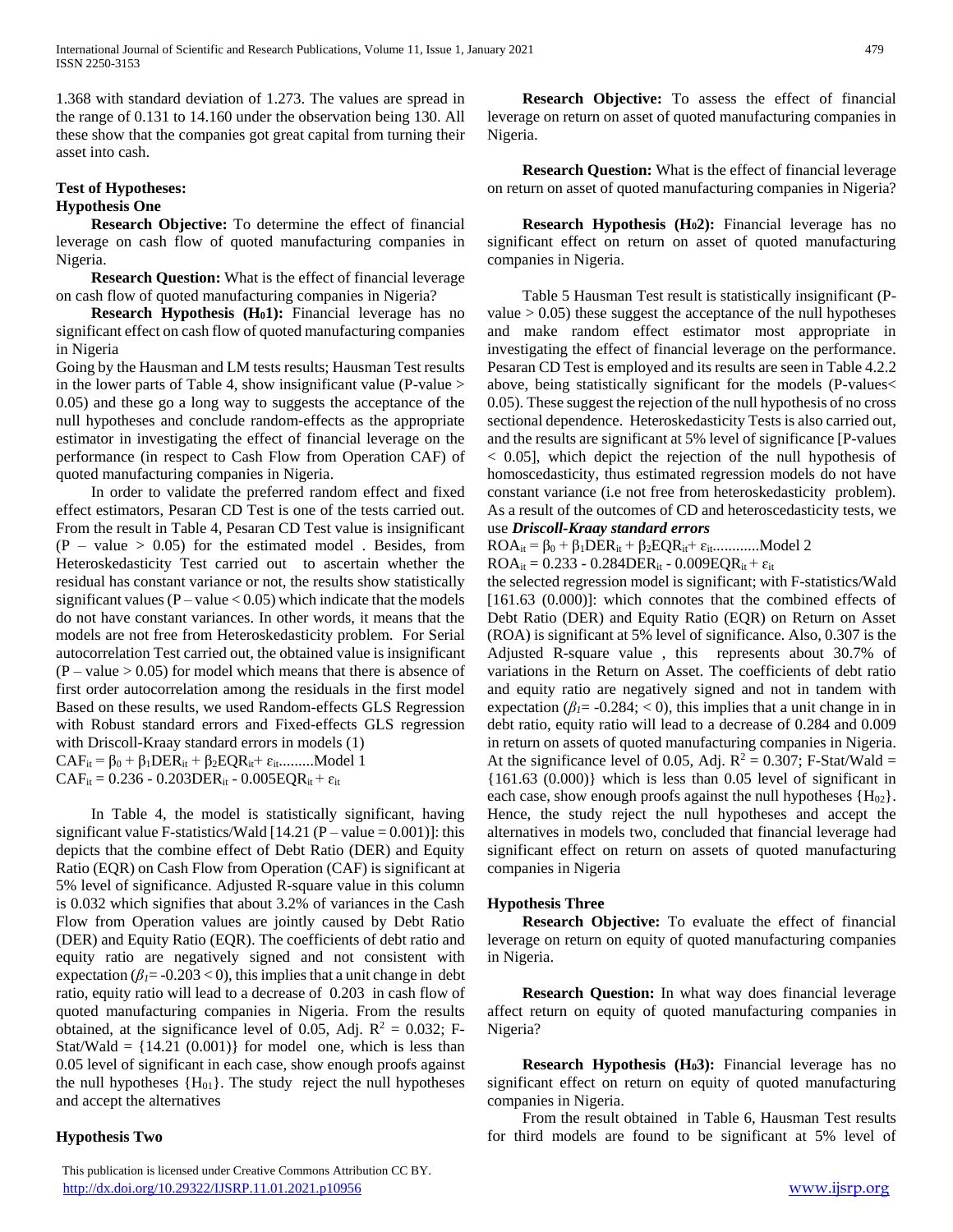1.368 with standard deviation of 1.273. The values are spread in the range of 0.131 to 14.160 under the observation being 130. All these show that the companies got great capital from turning their asset into cash.

**Test of Hypotheses:**

**Hypothesis One**

**Research Objective:** To determine the effect of financial leverage on cash flow of quoted manufacturing companies in Nigeria.

**Research Question:** What is the effect of financial leverage on cash flow of quoted manufacturing companies in Nigeria?

**Research Hypothesis ($H_01$):** Financial leverage has no significant effect on cash flow of quoted manufacturing companies in Nigeria

Going by the Hausman and LM tests results; Hausman Test results in the lower parts of Table 4, show insignificant value (P-value > 0.05) and these go a long way to suggests the acceptance of the null hypotheses and conclude random-effects as the appropriate estimator in investigating the effect of financial leverage on the performance (in respect to Cash Flow from Operation CAF) of quoted manufacturing companies in Nigeria.

In order to validate the preferred random effect and fixed effect estimators, Pesaran CD Test is one of the tests carried out. From the result in Table 4, Pesaran CD Test value is insignificant (P – value > 0.05) for the estimated model . Besides, from Heteroskedasticity Test carried out to ascertain whether the residual has constant variance or not, the results show statistically significant values (P – value < 0.05) which indicate that the models do not have constant variances. In other words, it means that the models are not free from Heteroskedasticity problem. For Serial autocorrelation Test carried out, the obtained value is insignificant (P – value > 0.05) for model which means that there is absence of first order autocorrelation among the residuals in the first model Based on these results, we used Random-effects GLS Regression with Robust standard errors and Fixed-effects GLS regression with Driscoll-Kraay standard errors in models (1)

$CAF_{it} = \beta_0 + \beta_1 DER_{it} + \beta_2 EQR_{it} + \varepsilon_{it}$.........Model 1

$CAF_{it} = 0.236 - 0.203DER_{it} - 0.005EQR_{it} + \varepsilon_{it}$

In Table 4, the model is statistically significant, having significant value F-statistics/Wald [14.21 (P – value = 0.001)]: this depicts that the combine effect of Debt Ratio (DER) and Equity Ratio (EQR) on Cash Flow from Operation (CAF) is significant at 5% level of significance. Adjusted R-square value in this column is 0.032 which signifies that about 3.2% of variances in the Cash Flow from Operation values are jointly caused by Debt Ratio (DER) and Equity Ratio (EQR). The coefficients of debt ratio and equity ratio are negatively signed and not consistent with expectation ($\beta_1$= -0.203 < 0), this implies that a unit change in debt ratio, equity ratio will lead to a decrease of 0.203 in cash flow of quoted manufacturing companies in Nigeria. From the results obtained, at the significance level of 0.05, Adj. $R^2$ = 0.032; F-Stat/Wald = {14.21 (0.001)} for model one, which is less than 0.05 level of significant in each case, show enough proofs against the null hypotheses {$H_{01}$}. The study reject the null hypotheses and accept the alternatives

**Hypothesis Two**

**Research Objective:** To assess the effect of financial leverage on return on asset of quoted manufacturing companies in Nigeria.

**Research Question:** What is the effect of financial leverage on return on asset of quoted manufacturing companies in Nigeria?

**Research Hypothesis ($H_02$):** Financial leverage has no significant effect on return on asset of quoted manufacturing companies in Nigeria.

Table 5 Hausman Test result is statistically insignificant (P-value > 0.05) these suggest the acceptance of the null hypotheses and make random effect estimator most appropriate in investigating the effect of financial leverage on the performance. Pesaran CD Test is employed and its results are seen in Table 4.2.2 above, being statistically significant for the models (P-values< 0.05). These suggest the rejection of the null hypothesis of no cross sectional dependence. Heteroskedasticity Tests is also carried out, and the results are significant at 5% level of significance [P-values < 0.05], which depict the rejection of the null hypothesis of homoscedasticity, thus estimated regression models do not have constant variance (i.e not free from heteroskedasticity problem). As a result of the outcomes of CD and heteroscedasticity tests, we use ***Driscoll-Kraay standard errors***

$ROA_{it} = \beta_0 + \beta_1 DER_{it} + \beta_2 EQR_{it} + \varepsilon_{it}$............Model 2

$ROA_{it} = 0.233 - 0.284DER_{it} - 0.009EQR_{it} + \varepsilon_{it}$

the selected regression model is significant; with F-statistics/Wald [161.63 (0.000)]: which connotes that the combined effects of Debt Ratio (DER) and Equity Ratio (EQR) on Return on Asset (ROA) is significant at 5% level of significance. Also, 0.307 is the Adjusted R-square value , this represents about 30.7% of variations in the Return on Asset. The coefficients of debt ratio and equity ratio are negatively signed and not in tandem with expectation ($\beta_1$= -0.284; < 0), this implies that a unit change in in debt ratio, equity ratio will lead to a decrease of 0.284 and 0.009 in return on assets of quoted manufacturing companies in Nigeria. At the significance level of 0.05, Adj. $R^2$ = 0.307; F-Stat/Wald = {161.63 (0.000)} which is less than 0.05 level of significant in each case, show enough proofs against the null hypotheses {$H_{02}$}. Hence, the study reject the null hypotheses and accept the alternatives in models two, concluded that financial leverage had significant effect on return on assets of quoted manufacturing companies in Nigeria

**Hypothesis Three**

**Research Objective:** To evaluate the effect of financial leverage on return on equity of quoted manufacturing companies in Nigeria.

**Research Question:** In what way does financial leverage affect return on equity of quoted manufacturing companies in Nigeria?

**Research Hypothesis ($H_03$):** Financial leverage has no significant effect on return on equity of quoted manufacturing companies in Nigeria.

From the result obtained in Table 6, Hausman Test results for third models are found to be significant at 5% level of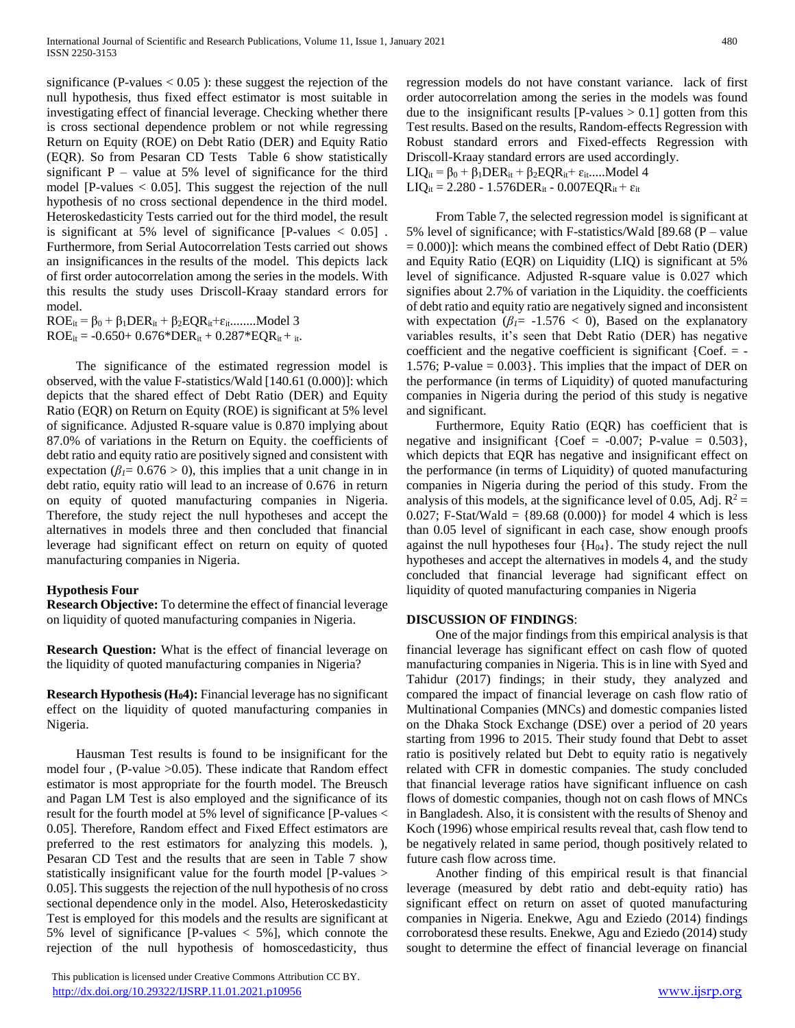significance (P-values < 0.05 ): these suggest the rejection of the null hypothesis, thus fixed effect estimator is most suitable in investigating effect of financial leverage. Checking whether there is cross sectional dependence problem or not while regressing Return on Equity (ROE) on Debt Ratio (DER) and Equity Ratio (EQR). So from Pesaran CD Tests Table 6 show statistically significant P – value at 5% level of significance for the third model [P-values < 0.05]. This suggest the rejection of the null hypothesis of no cross sectional dependence in the third model. Heteroskedasticity Tests carried out for the third model, the result is significant at 5% level of significance [P-values < 0.05] . Furthermore, from Serial Autocorrelation Tests carried out shows an insignificances in the results of the model. This depicts lack of first order autocorrelation among the series in the models. With this results the study uses Driscoll-Kraay standard errors for model.

$ROE_{it} = \beta_0 + \beta_1 DER_{it} + \beta_2 EQR_{it} + \varepsilon_{it}$........Model 3

$ROE_{it} = -0.650 + 0.676{*}DER_{it} + 0.287{*}EQR_{it} + {}_{it}$.

The significance of the estimated regression model is observed, with the value F-statistics/Wald [140.61 (0.000)]: which depicts that the shared effect of Debt Ratio (DER) and Equity Ratio (EQR) on Return on Equity (ROE) is significant at 5% level of significance. Adjusted R-square value is 0.870 implying about 87.0% of variations in the Return on Equity. the coefficients of debt ratio and equity ratio are positively signed and consistent with expectation ($\beta_1 = 0.676 > 0$), this implies that a unit change in in debt ratio, equity ratio will lead to an increase of 0.676 in return on equity of quoted manufacturing companies in Nigeria. Therefore, the study reject the null hypotheses and accept the alternatives in models three and then concluded that financial leverage had significant effect on return on equity of quoted manufacturing companies in Nigeria.

**Hypothesis Four**

**Research Objective:** To determine the effect of financial leverage on liquidity of quoted manufacturing companies in Nigeria.

**Research Question:** What is the effect of financial leverage on the liquidity of quoted manufacturing companies in Nigeria?

**Research Hypothesis ($H_0$4):** Financial leverage has no significant effect on the liquidity of quoted manufacturing companies in Nigeria.

Hausman Test results is found to be insignificant for the model four , (P-value >0.05). These indicate that Random effect estimator is most appropriate for the fourth model. The Breusch and Pagan LM Test is also employed and the significance of its result for the fourth model at 5% level of significance [P-values < 0.05]. Therefore, Random effect and Fixed Effect estimators are preferred to the rest estimators for analyzing this models. ), Pesaran CD Test and the results that are seen in Table 7 show statistically insignificant value for the fourth model [P-values > 0.05]. This suggests the rejection of the null hypothesis of no cross sectional dependence only in the model. Also, Heteroskedasticity Test is employed for this models and the results are significant at 5% level of significance [P-values < 5%], which connote the rejection of the null hypothesis of homoscedasticity, thus regression models do not have constant variance. lack of first order autocorrelation among the series in the models was found due to the insignificant results [P-values > 0.1] gotten from this Test results. Based on the results, Random-effects Regression with Robust standard errors and Fixed-effects Regression with Driscoll-Kraay standard errors are used accordingly.

$LIQ_{it} = \beta_0 + \beta_1 DER_{it} + \beta_2 EQR_{it} + \varepsilon_{it}$.....Model 4

$LIQ_{it} = 2.280 - 1.576DER_{it} - 0.007EQR_{it} + \varepsilon_{it}$

From Table 7, the selected regression model is significant at 5% level of significance; with F-statistics/Wald [89.68 (P – value = 0.000)]: which means the combined effect of Debt Ratio (DER) and Equity Ratio (EQR) on Liquidity (LIQ) is significant at 5% level of significance. Adjusted R-square value is 0.027 which signifies about 2.7% of variation in the Liquidity. the coefficients of debt ratio and equity ratio are negatively signed and inconsistent with expectation ($\beta_1 = -1.576 < 0$), Based on the explanatory variables results, it's seen that Debt Ratio (DER) has negative coefficient and the negative coefficient is significant {Coef. = -1.576; P-value = 0.003}. This implies that the impact of DER on the performance (in terms of Liquidity) of quoted manufacturing companies in Nigeria during the period of this study is negative and significant.

Furthermore, Equity Ratio (EQR) has coefficient that is negative and insignificant {Coef = -0.007; P-value = 0.503}, which depicts that EQR has negative and insignificant effect on the performance (in terms of Liquidity) of quoted manufacturing companies in Nigeria during the period of this study. From the analysis of this models, at the significance level of 0.05, Adj. $R^2 = 0.027$; F-Stat/Wald = {89.68 (0.000)} for model 4 which is less than 0.05 level of significant in each case, show enough proofs against the null hypotheses four {$H_{04}$}. The study reject the null hypotheses and accept the alternatives in models 4, and the study concluded that financial leverage had significant effect on liquidity of quoted manufacturing companies in Nigeria

**DISCUSSION OF FINDINGS**:

One of the major findings from this empirical analysis is that financial leverage has significant effect on cash flow of quoted manufacturing companies in Nigeria. This is in line with Syed and Tahidur (2017) findings; in their study, they analyzed and compared the impact of financial leverage on cash flow ratio of Multinational Companies (MNCs) and domestic companies listed on the Dhaka Stock Exchange (DSE) over a period of 20 years starting from 1996 to 2015. Their study found that Debt to asset ratio is positively related but Debt to equity ratio is negatively related with CFR in domestic companies. The study concluded that financial leverage ratios have significant influence on cash flows of domestic companies, though not on cash flows of MNCs in Bangladesh. Also, it is consistent with the results of Shenoy and Koch (1996) whose empirical results reveal that, cash flow tend to be negatively related in same period, though positively related to future cash flow across time.

Another finding of this empirical result is that financial leverage (measured by debt ratio and debt-equity ratio) has significant effect on return on asset of quoted manufacturing companies in Nigeria. Enekwe, Agu and Eziedo (2014) findings corroboratesd these results. Enekwe, Agu and Eziedo (2014) study sought to determine the effect of financial leverage on financial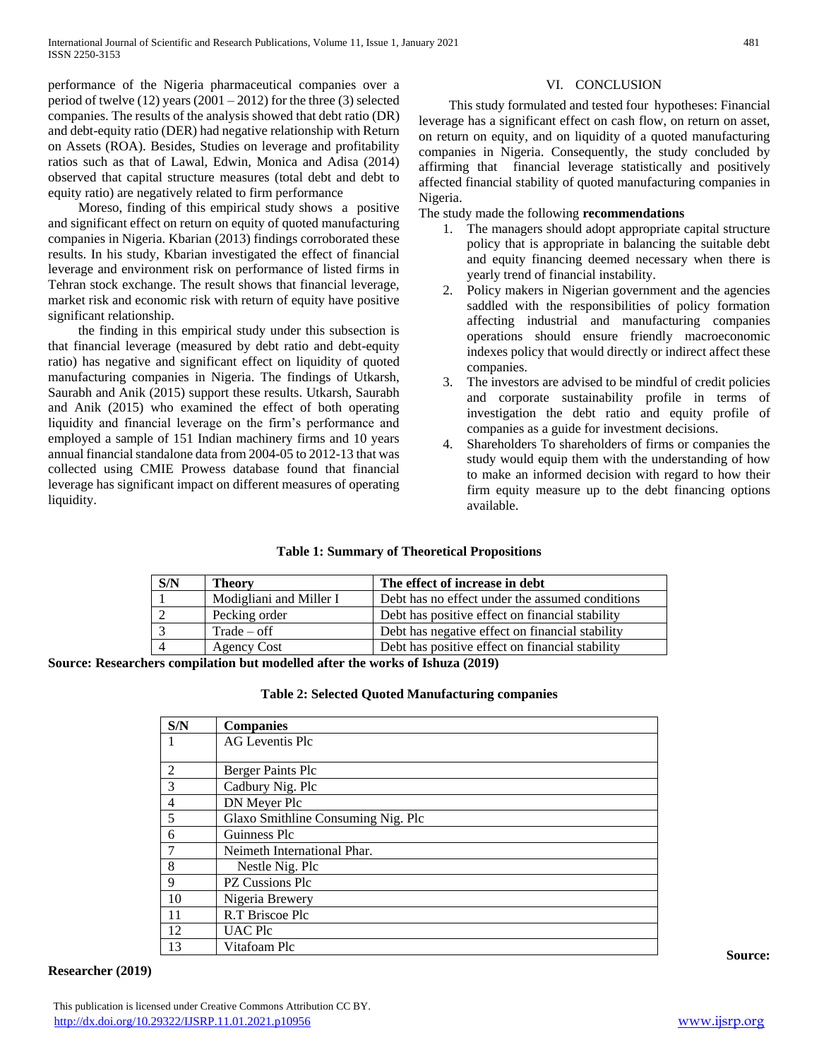performance of the Nigeria pharmaceutical companies over a period of twelve (12) years (2001 – 2012) for the three (3) selected companies. The results of the analysis showed that debt ratio (DR) and debt-equity ratio (DER) had negative relationship with Return on Assets (ROA). Besides, Studies on leverage and profitability ratios such as that of Lawal, Edwin, Monica and Adisa (2014) observed that capital structure measures (total debt and debt to equity ratio) are negatively related to firm performance

Moreso, finding of this empirical study shows a positive and significant effect on return on equity of quoted manufacturing companies in Nigeria. Kbarian (2013) findings corroborated these results. In his study, Kbarian investigated the effect of financial leverage and environment risk on performance of listed firms in Tehran stock exchange. The result shows that financial leverage, market risk and economic risk with return of equity have positive significant relationship.

the finding in this empirical study under this subsection is that financial leverage (measured by debt ratio and debt-equity ratio) has negative and significant effect on liquidity of quoted manufacturing companies in Nigeria. The findings of Utkarsh, Saurabh and Anik (2015) support these results. Utkarsh, Saurabh and Anik (2015) who examined the effect of both operating liquidity and financial leverage on the firm's performance and employed a sample of 151 Indian machinery firms and 10 years annual financial standalone data from 2004-05 to 2012-13 that was collected using CMIE Prowess database found that financial leverage has significant impact on different measures of operating liquidity.

## VI. CONCLUSION

This study formulated and tested four hypotheses: Financial leverage has a significant effect on cash flow, on return on asset, on return on equity, and on liquidity of a quoted manufacturing companies in Nigeria. Consequently, the study concluded by affirming that financial leverage statistically and positively affected financial stability of quoted manufacturing companies in Nigeria.

The study made the following **recommendations**

1. The managers should adopt appropriate capital structure policy that is appropriate in balancing the suitable debt and equity financing deemed necessary when there is yearly trend of financial instability.
2. Policy makers in Nigerian government and the agencies saddled with the responsibilities of policy formation affecting industrial and manufacturing companies operations should ensure friendly macroeconomic indexes policy that would directly or indirect affect these companies.
3. The investors are advised to be mindful of credit policies and corporate sustainability profile in terms of investigation the debt ratio and equity profile of companies as a guide for investment decisions.
4. Shareholders To shareholders of firms or companies the study would equip them with the understanding of how to make an informed decision with regard to how their firm equity measure up to the debt financing options available.

**Table 1: Summary of Theoretical Propositions**

| S/N | Theory | The effect of increase in debt |
|---|---|---|
| 1 | Modigliani and Miller I | Debt has no effect under the assumed conditions |
| 2 | Pecking order | Debt has positive effect on financial stability |
| 3 | Trade – off | Debt has negative effect on financial stability |
| 4 | Agency Cost | Debt has positive effect on financial stability |

**Source: Researchers compilation but modelled after the works of Ishuza (2019)**

**Table 2: Selected Quoted Manufacturing companies**

| S/N | Companies |
|---|---|
| 1 | AG Leventis Plc |
| 2 | Berger Paints Plc |
| 3 | Cadbury Nig. Plc |
| 4 | DN Meyer Plc |
| 5 | Glaxo Smithline Consuming Nig. Plc |
| 6 | Guinness Plc |
| 7 | Neimeth International Phar. |
| 8 | Nestle Nig. Plc |
| 9 | PZ Cussions Plc |
| 10 | Nigeria Brewery |
| 11 | R.T Briscoe Plc |
| 12 | UAC Plc |
| 13 | Vitafoam Plc |

**Source: Researcher (2019)**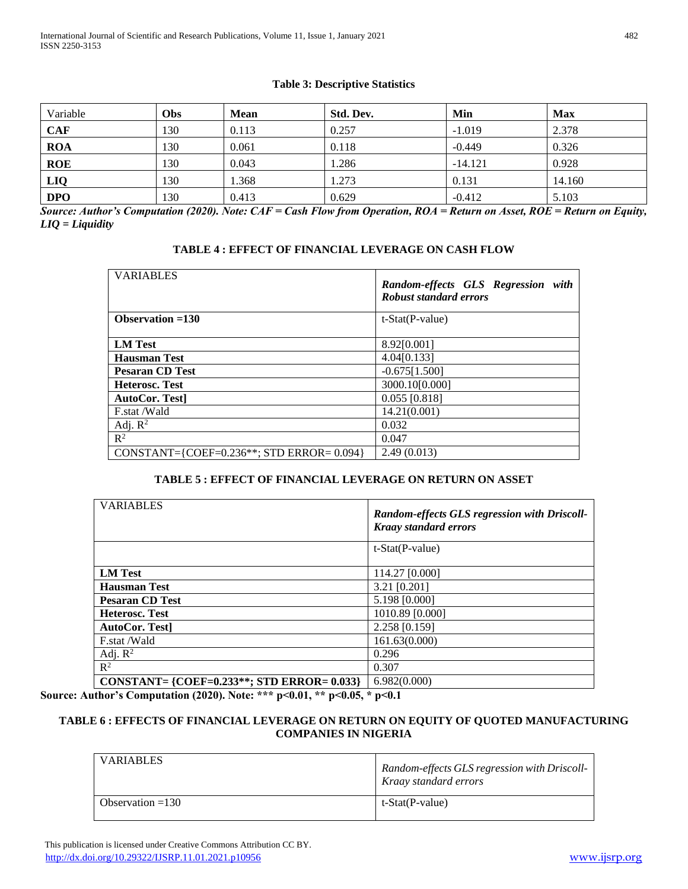**Table 3: Descriptive Statistics**

| Variable | Obs | Mean | Std. Dev. | Min | Max |
|---|---|---|---|---|---|
| **CAF** | 130 | 0.113 | 0.257 | -1.019 | 2.378 |
| **ROA** | 130 | 0.061 | 0.118 | -0.449 | 0.326 |
| **ROE** | 130 | 0.043 | 1.286 | -14.121 | 0.928 |
| **LIQ** | 130 | 1.368 | 1.273 | 0.131 | 14.160 |
| **DPO** | 130 | 0.413 | 0.629 | -0.412 | 5.103 |

***Source: Author's Computation (2020). Note: CAF = Cash Flow from Operation, ROA = Return on Asset, ROE = Return on Equity, LIQ = Liquidity***

**TABLE 4 : EFFECT OF FINANCIAL LEVERAGE ON CASH FLOW**

| VARIABLES | ***Random-effects GLS Regression with Robust standard errors*** |
|---|---|
| **Observation =130** | t-Stat(P-value) |
| **LM Test** | 8.92[0.001] |
| **Hausman Test** | 4.04[0.133] |
| **Pesaran CD Test** | -0.675[1.500] |
| **Heterosc. Test** | 3000.10[0.000] |
| **AutoCor. Test]** | 0.055 [0.818] |
| F.stat /Wald | 14.21(0.001) |
| Adj. $R^2$ | 0.032 |
| $R^2$ | 0.047 |
| CONSTANT={COEF=0.236**; STD ERROR= 0.094} | 2.49 (0.013) |

**TABLE 5 : EFFECT OF FINANCIAL LEVERAGE ON RETURN ON ASSET**

| VARIABLES | ***Random-effects GLS regression with Driscoll-Kraay standard errors*** |
|---|---|
| | t-Stat(P-value) |
| **LM Test** | 114.27 [0.000] |
| **Hausman Test** | 3.21 [0.201] |
| **Pesaran CD Test** | 5.198 [0.000] |
| **Heterosc. Test** | 1010.89 [0.000] |
| **AutoCor. Test]** | 2.258 [0.159] |
| F.stat /Wald | 161.63(0.000) |
| Adj. $R^2$ | 0.296 |
| $R^2$ | 0.307 |
| **CONSTANT= {COEF=0.233**; STD ERROR= 0.033}** | 6.982(0.000) |

**Source: Author's Computation (2020). Note: *** p<0.01, ** p<0.05, * p<0.1**

**TABLE 6 : EFFECTS OF FINANCIAL LEVERAGE ON RETURN ON EQUITY OF QUOTED MANUFACTURING COMPANIES IN NIGERIA**

| VARIABLES | *Random-effects GLS regression with Driscoll-Kraay standard errors* |
|---|---|
| Observation =130 | t-Stat(P-value) |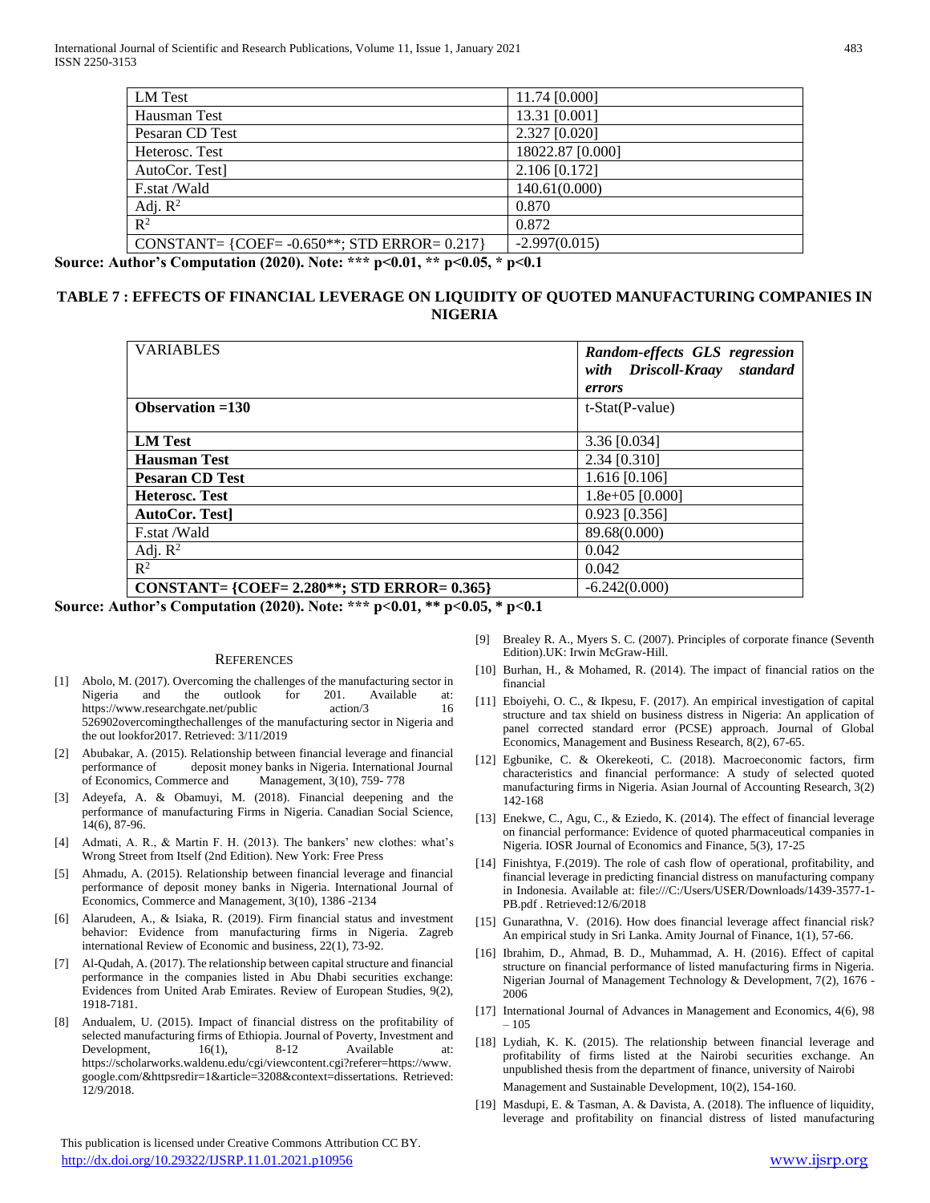| | |
|---|---|
| LM Test | 11.74 [0.000] |
| Hausman Test | 13.31 [0.001] |
| Pesaran CD Test | 2.327 [0.020] |
| Heterosc. Test | 18022.87 [0.000] |
| AutoCor. Test] | 2.106 [0.172] |
| F.stat /Wald | 140.61(0.000) |
| Adj. $R^2$ | 0.870 |
| $R^2$ | 0.872 |
| CONSTANT= {COEF= -0.650**; STD ERROR= 0.217} | -2.997(0.015) |

**Source: Author's Computation (2020). Note: *** p<0.01, ** p<0.05, * p<0.1**

### TABLE 7 : EFFECTS OF FINANCIAL LEVERAGE ON LIQUIDITY OF QUOTED MANUFACTURING COMPANIES IN NIGERIA

| VARIABLES | ***Random-effects GLS regression with Driscoll-Kraay standard errors*** |
|---|---|
| **Observation =130** | t-Stat(P-value) |
| **LM Test** | 3.36 [0.034] |
| **Hausman Test** | 2.34 [0.310] |
| **Pesaran CD Test** | 1.616 [0.106] |
| **Heterosc. Test** | 1.8e+05 [0.000] |
| **AutoCor. Test]** | 0.923 [0.356] |
| F.stat /Wald | 89.68(0.000) |
| Adj. $R^2$ | 0.042 |
| $R^2$ | 0.042 |
| **CONSTANT= {COEF= 2.280**; STD ERROR= 0.365}** | -6.242(0.000) |

**Source: Author's Computation (2020). Note: *** p<0.01, ** p<0.05, * p<0.1**

## REFERENCES

[1] Abolo, M. (2017). Overcoming the challenges of the manufacturing sector in Nigeria and the outlook for 201. Available at: https://www.researchgate.net/public action/3 16 526902overcomingthechallenges of the manufacturing sector in Nigeria and the out lookfor2017. Retrieved: 3/11/2019

[2] Abubakar, A. (2015). Relationship between financial leverage and financial performance of deposit money banks in Nigeria. International Journal of Economics, Commerce and Management, 3(10), 759- 778

[3] Adeyefa, A. & Obamuyi, M. (2018). Financial deepening and the performance of manufacturing Firms in Nigeria. Canadian Social Science, 14(6), 87-96.

[4] Admati, A. R., & Martin F. H. (2013). The bankers' new clothes: what's Wrong Street from Itself (2nd Edition). New York: Free Press

[5] Ahmadu, A. (2015). Relationship between financial leverage and financial performance of deposit money banks in Nigeria. International Journal of Economics, Commerce and Management, 3(10), 1386 -2134

[6] Alarudeen, A., & Isiaka, R. (2019). Firm financial status and investment behavior: Evidence from manufacturing firms in Nigeria. Zagreb international Review of Economic and business, 22(1), 73-92.

[7] Al-Qudah, A. (2017). The relationship between capital structure and financial performance in the companies listed in Abu Dhabi securities exchange: Evidences from United Arab Emirates. Review of European Studies, 9(2), 1918-7181.

[8] Andualem, U. (2015). Impact of financial distress on the profitability of selected manufacturing firms of Ethiopia. Journal of Poverty, Investment and Development, 16(1), 8-12 Available at: https://scholarworks.waldenu.edu/cgi/viewcontent.cgi?referer=https://www.google.com/&httpsredir=1&article=3208&context=dissertations. Retrieved: 12/9/2018.

[9] Brealey R. A., Myers S. C. (2007). Principles of corporate finance (Seventh Edition).UK: Irwin McGraw-Hill.

[10] Burhan, H., & Mohamed, R. (2014). The impact of financial ratios on the financial

[11] Eboiyehi, O. C., & Ikpesu, F. (2017). An empirical investigation of capital structure and tax shield on business distress in Nigeria: An application of panel corrected standard error (PCSE) approach. Journal of Global Economics, Management and Business Research, 8(2), 67-65.

[12] Egbunike, C. & Okerekeoti, C. (2018). Macroeconomic factors, firm characteristics and financial performance: A study of selected quoted manufacturing firms in Nigeria. Asian Journal of Accounting Research, 3(2) 142-168

[13] Enekwe, C., Agu, C., & Eziedo, K. (2014). The effect of financial leverage on financial performance: Evidence of quoted pharmaceutical companies in Nigeria. IOSR Journal of Economics and Finance, 5(3), 17-25

[14] Finishtya, F.(2019). The role of cash flow of operational, profitability, and financial leverage in predicting financial distress on manufacturing company in Indonesia. Available at: file:///C:/Users/USER/Downloads/1439-3577-1-PB.pdf . Retrieved:12/6/2018

[15] Gunarathna, V. (2016). How does financial leverage affect financial risk? An empirical study in Sri Lanka. Amity Journal of Finance, 1(1), 57-66.

[16] Ibrahim, D., Ahmad, B. D., Muhammad, A. H. (2016). Effect of capital structure on financial performance of listed manufacturing firms in Nigeria. Nigerian Journal of Management Technology & Development, 7(2), 1676 - 2006

[17] International Journal of Advances in Management and Economics, 4(6), 98 – 105

[18] Lydiah, K. K. (2015). The relationship between financial leverage and profitability of firms listed at the Nairobi securities exchange. An unpublished thesis from the department of finance, university of Nairobi

Management and Sustainable Development, 10(2), 154-160.

[19] Masdupi, E. & Tasman, A. & Davista, A. (2018). The influence of liquidity, leverage and profitability on financial distress of listed manufacturing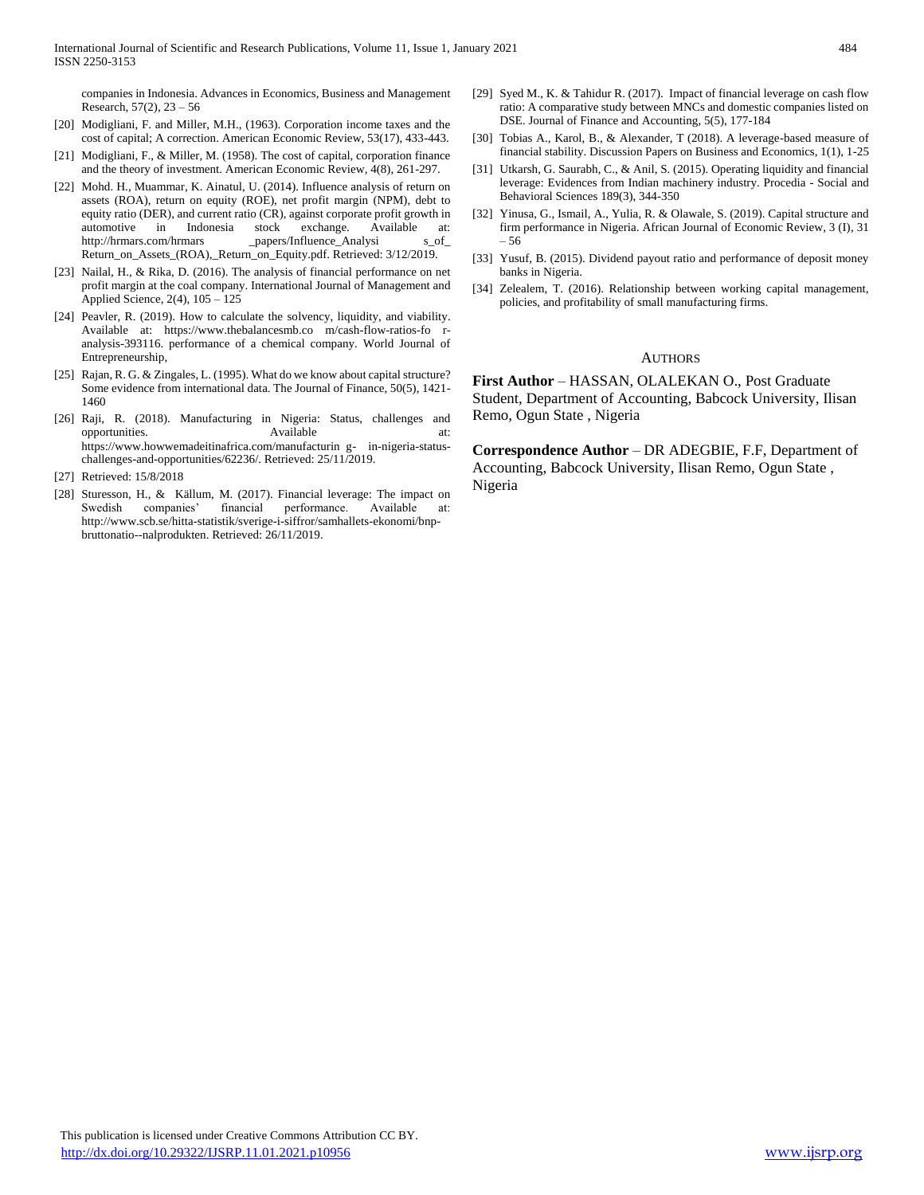companies in Indonesia. Advances in Economics, Business and Management Research, 57(2), 23 – 56

[20] Modigliani, F. and Miller, M.H., (1963). Corporation income taxes and the cost of capital; A correction. American Economic Review, 53(17), 433-443.

[21] Modigliani, F., & Miller, M. (1958). The cost of capital, corporation finance and the theory of investment. American Economic Review, 4(8), 261-297.

[22] Mohd. H., Muammar, K. Ainatul, U. (2014). Influence analysis of return on assets (ROA), return on equity (ROE), net profit margin (NPM), debt to equity ratio (DER), and current ratio (CR), against corporate profit growth in automotive in Indonesia stock exchange. Available at: http://hrmars.com/hrmars _papers/Influence_Analysi s_of_ Return_on_Assets_(ROA),_Return_on_Equity.pdf. Retrieved: 3/12/2019.

[23] Nailal, H., & Rika, D. (2016). The analysis of financial performance on net profit margin at the coal company. International Journal of Management and Applied Science, 2(4), 105 – 125

[24] Peavler, R. (2019). How to calculate the solvency, liquidity, and viability. Available at: https://www.thebalancesmb.co m/cash-flow-ratios-fo r-analysis-393116. performance of a chemical company. World Journal of Entrepreneurship,

[25] Rajan, R. G. & Zingales, L. (1995). What do we know about capital structure? Some evidence from international data. The Journal of Finance, 50(5), 1421-1460

[26] Raji, R. (2018). Manufacturing in Nigeria: Status, challenges and opportunities. Available at: https://www.howwemadeitinafrica.com/manufacturin g- in-nigeria-status-challenges-and-opportunities/62236/. Retrieved: 25/11/2019.

[27] Retrieved: 15/8/2018

[28] Sturesson, H., & Källum, M. (2017). Financial leverage: The impact on Swedish companies' financial performance. Available at: http://www.scb.se/hitta-statistik/sverige-i-siffror/samhallets-ekonomi/bnp-bruttonatio--nalprodukten. Retrieved: 26/11/2019.

[29] Syed M., K. & Tahidur R. (2017). Impact of financial leverage on cash flow ratio: A comparative study between MNCs and domestic companies listed on DSE. Journal of Finance and Accounting, 5(5), 177-184

[30] Tobias A., Karol, B., & Alexander, T (2018). A leverage-based measure of financial stability. Discussion Papers on Business and Economics, 1(1), 1-25

[31] Utkarsh, G. Saurabh, C., & Anil, S. (2015). Operating liquidity and financial leverage: Evidences from Indian machinery industry. Procedia - Social and Behavioral Sciences 189(3), 344-350

[32] Yinusa, G., Ismail, A., Yulia, R. & Olawale, S. (2019). Capital structure and firm performance in Nigeria. African Journal of Economic Review, 3 (I), 31 – 56

[33] Yusuf, B. (2015). Dividend payout ratio and performance of deposit money banks in Nigeria.

[34] Zelealem, T. (2016). Relationship between working capital management, policies, and profitability of small manufacturing firms.

## AUTHORS

**First Author** – HASSAN, OLALEKAN O., Post Graduate Student, Department of Accounting, Babcock University, Ilisan Remo, Ogun State , Nigeria

**Correspondence Author** – DR ADEGBIE, F.F, Department of Accounting, Babcock University, Ilisan Remo, Ogun State , Nigeria